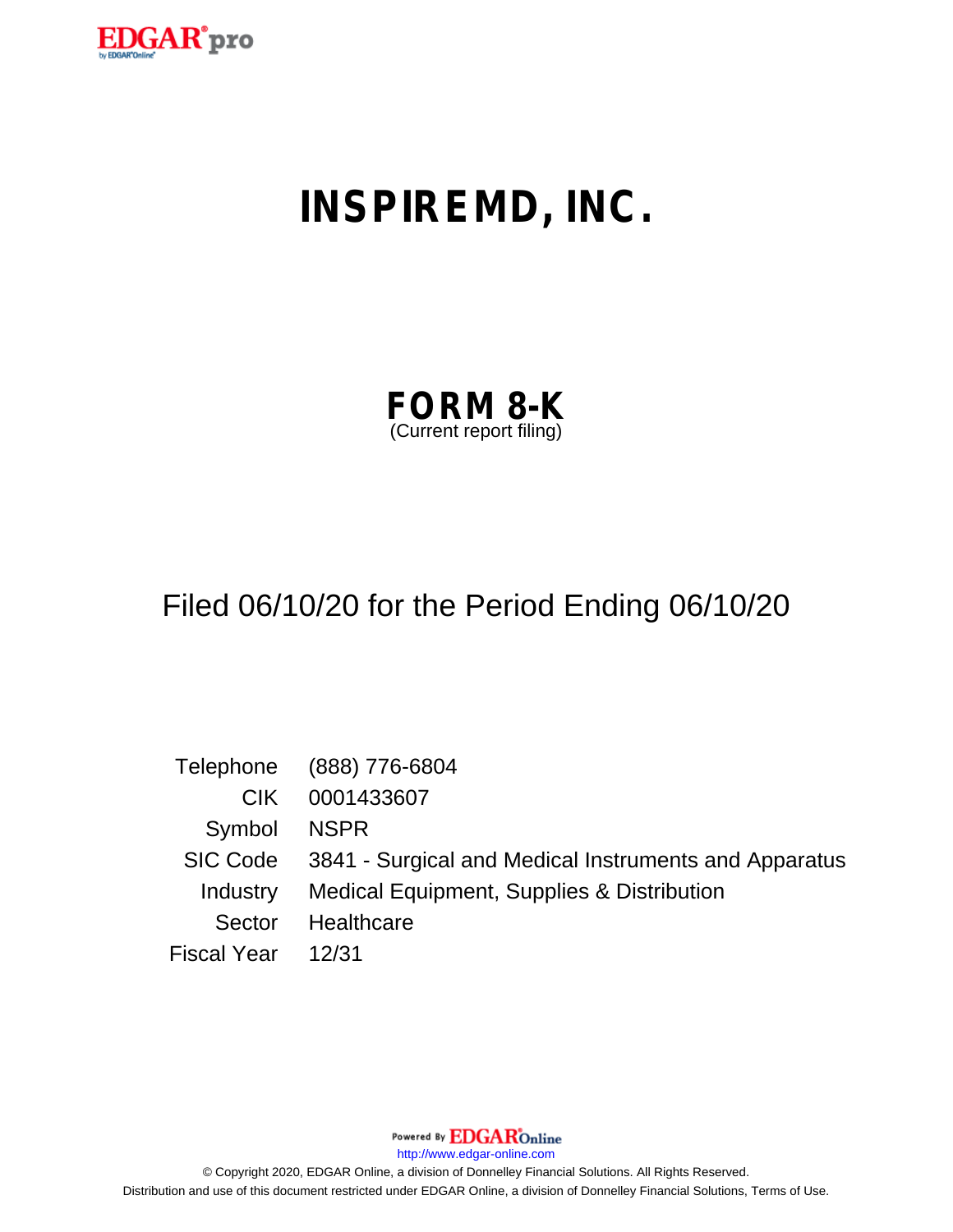# INSPIREMD, INC.

## FORM 8-K
(Current report filing)

Filed 06/10/20 for the Period Ending 06/10/20

| | |
|---|---|
| Telephone | (888) 776-6804 |
| CIK | 0001433607 |
| Symbol | NSPR |
| SIC Code | 3841 - Surgical and Medical Instruments and Apparatus |
| Industry | Medical Equipment, Supplies & Distribution |
| Sector | Healthcare |
| Fiscal Year | 12/31 |

Powered By EDGAR Online

http://www.edgar-online.com

© Copyright 2020, EDGAR Online, a division of Donnelley Financial Solutions. All Rights Reserved.
Distribution and use of this document restricted under EDGAR Online, a division of Donnelley Financial Solutions, Terms of Use.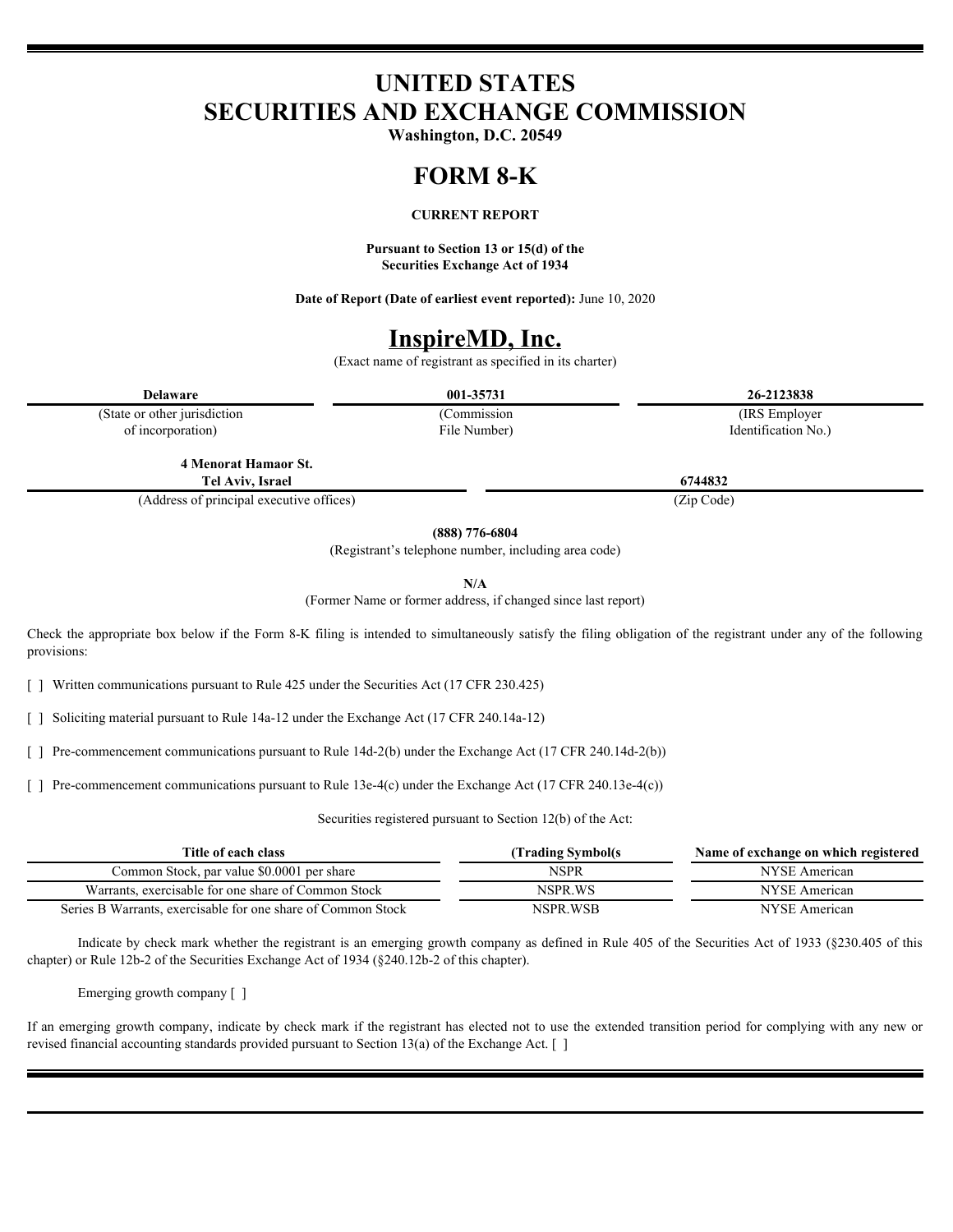# UNITED STATES
# SECURITIES AND EXCHANGE COMMISSION

**Washington, D.C. 20549**

# FORM 8-K

**CURRENT REPORT**

**Pursuant to Section 13 or 15(d) of the Securities Exchange Act of 1934**

**Date of Report (Date of earliest event reported):** June 10, 2020

# InspireMD, Inc.

(Exact name of registrant as specified in its charter)

| **Delaware** | **001-35731** | **26-2123838** |
|---|---|---|
| (State or other jurisdiction of incorporation) | (Commission File Number) | (IRS Employer Identification No.) |

| **4 Menorat Hamaor St. Tel Aviv, Israel** | **6744832** |
|---|---|
| (Address of principal executive offices) | (Zip Code) |

**(888) 776-6804**

(Registrant's telephone number, including area code)

**N/A**

(Former Name or former address, if changed since last report)

Check the appropriate box below if the Form 8-K filing is intended to simultaneously satisfy the filing obligation of the registrant under any of the following provisions:

[ ] Written communications pursuant to Rule 425 under the Securities Act (17 CFR 230.425)

[ ] Soliciting material pursuant to Rule 14a-12 under the Exchange Act (17 CFR 240.14a-12)

[ ] Pre-commencement communications pursuant to Rule 14d-2(b) under the Exchange Act (17 CFR 240.14d-2(b))

[ ] Pre-commencement communications pursuant to Rule 13e-4(c) under the Exchange Act (17 CFR 240.13e-4(c))

Securities registered pursuant to Section 12(b) of the Act:

| Title of each class | (Trading Symbol(s | Name of exchange on which registered |
|---|---|---|
| Common Stock, par value $0.0001 per share | NSPR | NYSE American |
| Warrants, exercisable for one share of Common Stock | NSPR.WS | NYSE American |
| Series B Warrants, exercisable for one share of Common Stock | NSPR.WSB | NYSE American |

Indicate by check mark whether the registrant is an emerging growth company as defined in Rule 405 of the Securities Act of 1933 (§230.405 of this chapter) or Rule 12b-2 of the Securities Exchange Act of 1934 (§240.12b-2 of this chapter).

Emerging growth company [ ]

If an emerging growth company, indicate by check mark if the registrant has elected not to use the extended transition period for complying with any new or revised financial accounting standards provided pursuant to Section 13(a) of the Exchange Act. [ ]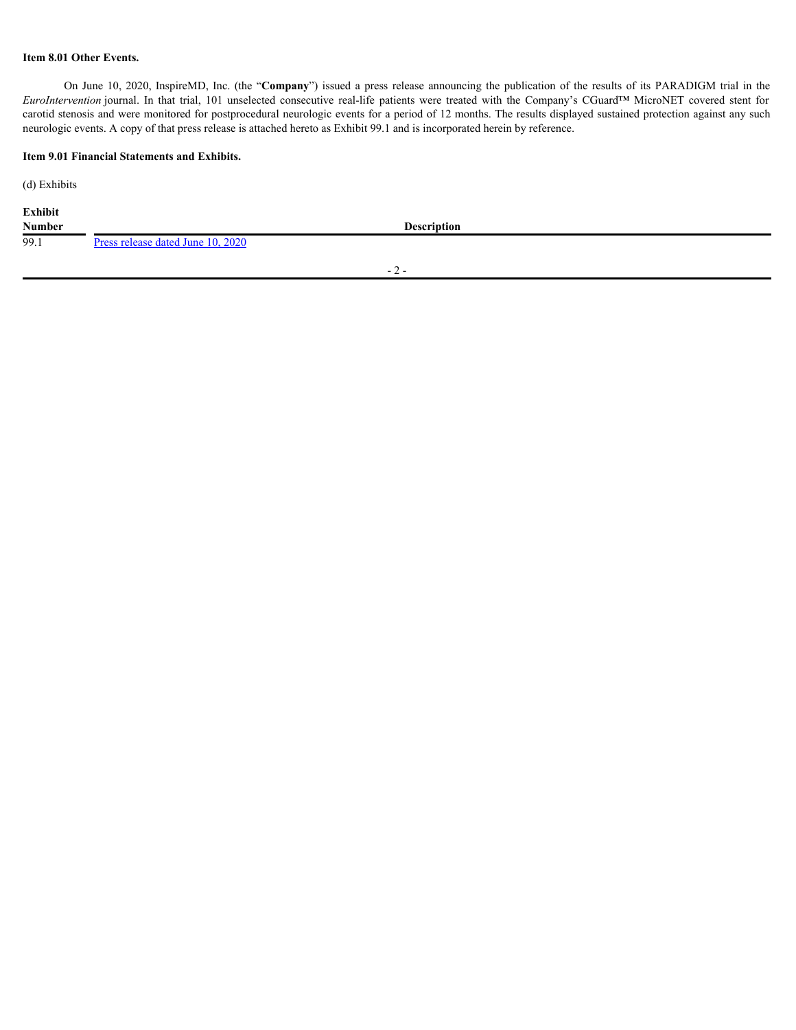**Item 8.01 Other Events.**

On June 10, 2020, InspireMD, Inc. (the "**Company**") issued a press release announcing the publication of the results of its PARADIGM trial in the *EuroIntervention* journal. In that trial, 101 unselected consecutive real-life patients were treated with the Company's CGuard™ MicroNET covered stent for carotid stenosis and were monitored for postprocedural neurologic events for a period of 12 months. The results displayed sustained protection against any such neurologic events. A copy of that press release is attached hereto as Exhibit 99.1 and is incorporated herein by reference.

**Item 9.01 Financial Statements and Exhibits.**

(d) Exhibits

| Exhibit Number | Description |
| --- | --- |
| 99.1 | Press release dated June 10, 2020 |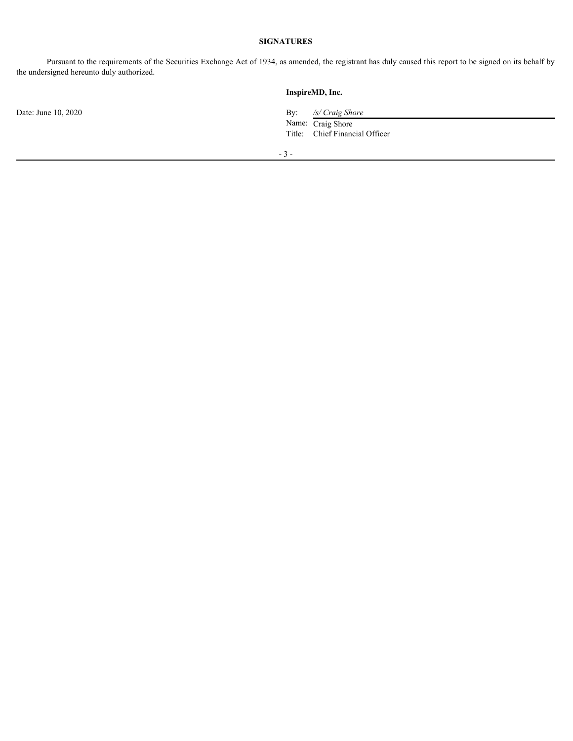**SIGNATURES**

Pursuant to the requirements of the Securities Exchange Act of 1934, as amended, the registrant has duly caused this report to be signed on its behalf by the undersigned hereunto duly authorized.

| | **InspireMD, Inc.** |
|---|---|
| Date: June 10, 2020 | By: */s/ Craig Shore* |
| | Name: Craig Shore |
| | Title: Chief Financial Officer |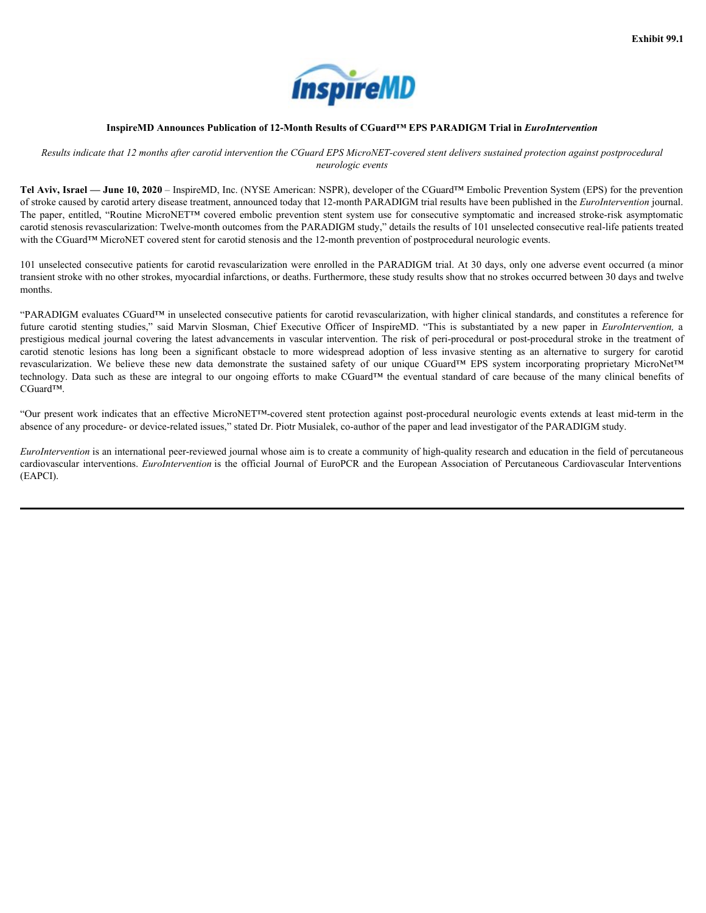Exhibit 99.1

**InspireMD Announces Publication of 12-Month Results of CGuard™ EPS PARADIGM Trial in *EuroIntervention***

*Results indicate that 12 months after carotid intervention the CGuard EPS MicroNET-covered stent delivers sustained protection against postprocedural neurologic events*

**Tel Aviv, Israel — June 10, 2020** – InspireMD, Inc. (NYSE American: NSPR), developer of the CGuard™ Embolic Prevention System (EPS) for the prevention of stroke caused by carotid artery disease treatment, announced today that 12-month PARADIGM trial results have been published in the *EuroIntervention* journal. The paper, entitled, "Routine MicroNET™ covered embolic prevention stent system use for consecutive symptomatic and increased stroke-risk asymptomatic carotid stenosis revascularization: Twelve-month outcomes from the PARADIGM study," details the results of 101 unselected consecutive real-life patients treated with the CGuard™ MicroNET covered stent for carotid stenosis and the 12-month prevention of postprocedural neurologic events.

101 unselected consecutive patients for carotid revascularization were enrolled in the PARADIGM trial. At 30 days, only one adverse event occurred (a minor transient stroke with no other strokes, myocardial infarctions, or deaths. Furthermore, these study results show that no strokes occurred between 30 days and twelve months.

"PARADIGM evaluates CGuard™ in unselected consecutive patients for carotid revascularization, with higher clinical standards, and constitutes a reference for future carotid stenting studies," said Marvin Slosman, Chief Executive Officer of InspireMD. "This is substantiated by a new paper in *EuroIntervention,* a prestigious medical journal covering the latest advancements in vascular intervention. The risk of peri-procedural or post-procedural stroke in the treatment of carotid stenotic lesions has long been a significant obstacle to more widespread adoption of less invasive stenting as an alternative to surgery for carotid revascularization. We believe these new data demonstrate the sustained safety of our unique CGuard™ EPS system incorporating proprietary MicroNet™ technology. Data such as these are integral to our ongoing efforts to make CGuard™ the eventual standard of care because of the many clinical benefits of CGuard™.

"Our present work indicates that an effective MicroNET™-covered stent protection against post-procedural neurologic events extends at least mid-term in the absence of any procedure- or device-related issues," stated Dr. Piotr Musialek, co-author of the paper and lead investigator of the PARADIGM study.

*EuroIntervention* is an international peer-reviewed journal whose aim is to create a community of high-quality research and education in the field of percutaneous cardiovascular interventions. *EuroIntervention* is the official Journal of EuroPCR and the European Association of Percutaneous Cardiovascular Interventions (EAPCI).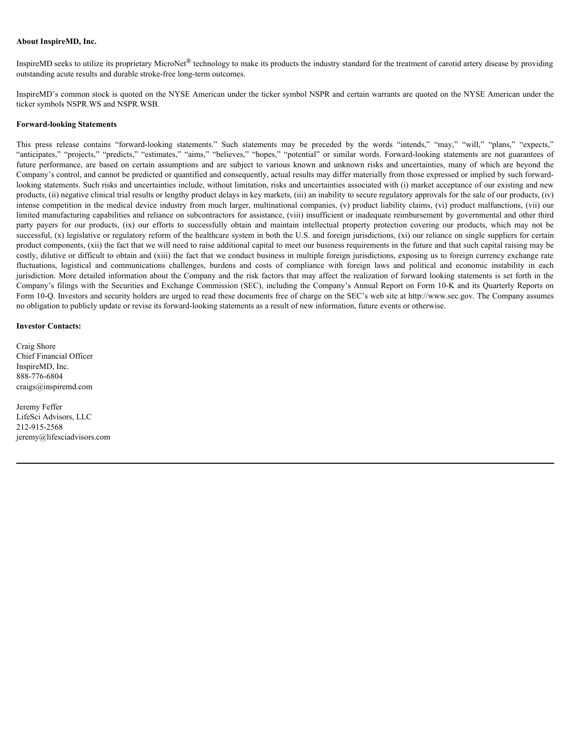**About InspireMD, Inc.**

InspireMD seeks to utilize its proprietary MicroNet® technology to make its products the industry standard for the treatment of carotid artery disease by providing outstanding acute results and durable stroke-free long-term outcomes.

InspireMD's common stock is quoted on the NYSE American under the ticker symbol NSPR and certain warrants are quoted on the NYSE American under the ticker symbols NSPR.WS and NSPR.WSB.

**Forward-looking Statements**

This press release contains "forward-looking statements." Such statements may be preceded by the words "intends," "may," "will," "plans," "expects," "anticipates," "projects," "predicts," "estimates," "aims," "believes," "hopes," "potential" or similar words. Forward-looking statements are not guarantees of future performance, are based on certain assumptions and are subject to various known and unknown risks and uncertainties, many of which are beyond the Company's control, and cannot be predicted or quantified and consequently, actual results may differ materially from those expressed or implied by such forward-looking statements. Such risks and uncertainties include, without limitation, risks and uncertainties associated with (i) market acceptance of our existing and new products, (ii) negative clinical trial results or lengthy product delays in key markets, (iii) an inability to secure regulatory approvals for the sale of our products, (iv) intense competition in the medical device industry from much larger, multinational companies, (v) product liability claims, (vi) product malfunctions, (vii) our limited manufacturing capabilities and reliance on subcontractors for assistance, (viii) insufficient or inadequate reimbursement by governmental and other third party payers for our products, (ix) our efforts to successfully obtain and maintain intellectual property protection covering our products, which may not be successful, (x) legislative or regulatory reform of the healthcare system in both the U.S. and foreign jurisdictions, (xi) our reliance on single suppliers for certain product components, (xii) the fact that we will need to raise additional capital to meet our business requirements in the future and that such capital raising may be costly, dilutive or difficult to obtain and (xiii) the fact that we conduct business in multiple foreign jurisdictions, exposing us to foreign currency exchange rate fluctuations, logistical and communications challenges, burdens and costs of compliance with foreign laws and political and economic instability in each jurisdiction. More detailed information about the Company and the risk factors that may affect the realization of forward looking statements is set forth in the Company's filings with the Securities and Exchange Commission (SEC), including the Company's Annual Report on Form 10-K and its Quarterly Reports on Form 10-Q. Investors and security holders are urged to read these documents free of charge on the SEC's web site at http://www.sec.gov. The Company assumes no obligation to publicly update or revise its forward-looking statements as a result of new information, future events or otherwise.

**Investor Contacts:**

Craig Shore
Chief Financial Officer
InspireMD, Inc.
888-776-6804
craigs@inspiremd.com

Jeremy Feffer
LifeSci Advisors, LLC
212-915-2568
jeremy@lifesciadvisors.com